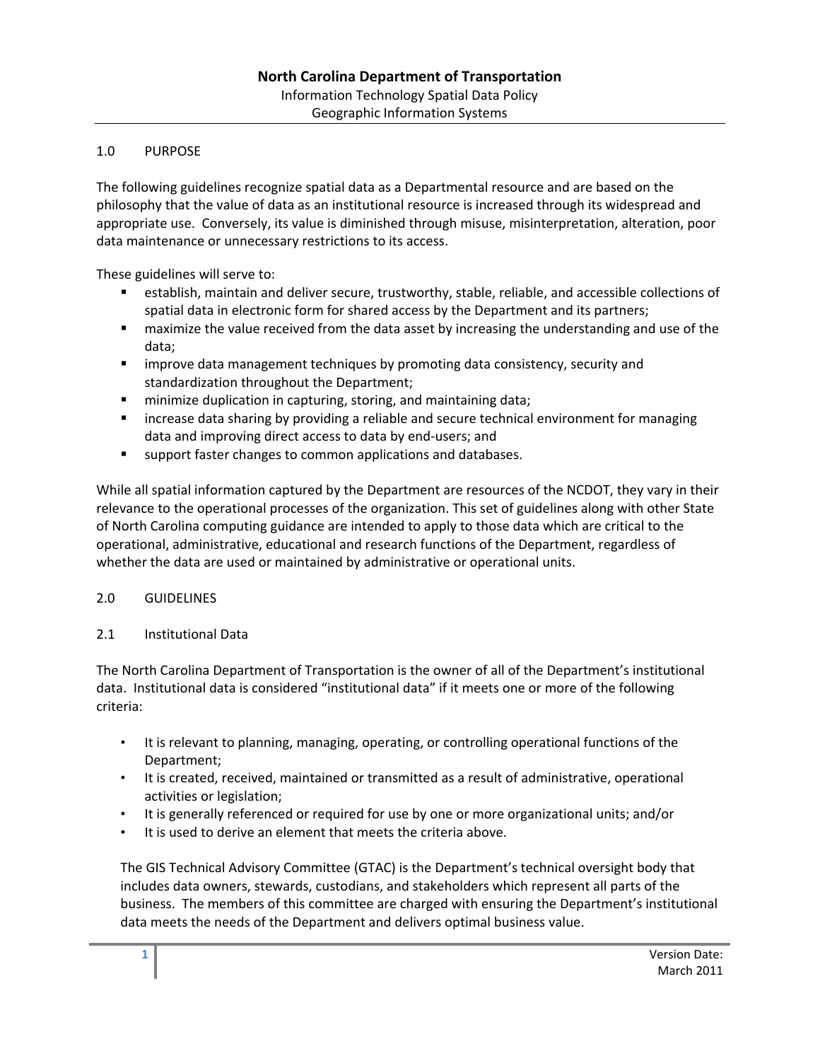# North Carolina Department of Transportation

Information Technology Spatial Data Policy
Geographic Information Systems

## 1.0 PURPOSE

The following guidelines recognize spatial data as a Departmental resource and are based on the philosophy that the value of data as an institutional resource is increased through its widespread and appropriate use. Conversely, its value is diminished through misuse, misinterpretation, alteration, poor data maintenance or unnecessary restrictions to its access.

These guidelines will serve to:

- establish, maintain and deliver secure, trustworthy, stable, reliable, and accessible collections of spatial data in electronic form for shared access by the Department and its partners;
- maximize the value received from the data asset by increasing the understanding and use of the data;
- improve data management techniques by promoting data consistency, security and standardization throughout the Department;
- minimize duplication in capturing, storing, and maintaining data;
- increase data sharing by providing a reliable and secure technical environment for managing data and improving direct access to data by end-users; and
- support faster changes to common applications and databases.

While all spatial information captured by the Department are resources of the NCDOT, they vary in their relevance to the operational processes of the organization. This set of guidelines along with other State of North Carolina computing guidance are intended to apply to those data which are critical to the operational, administrative, educational and research functions of the Department, regardless of whether the data are used or maintained by administrative or operational units.

## 2.0 GUIDELINES

### 2.1 Institutional Data

The North Carolina Department of Transportation is the owner of all of the Department's institutional data. Institutional data is considered "institutional data" if it meets one or more of the following criteria:

- It is relevant to planning, managing, operating, or controlling operational functions of the Department;
- It is created, received, maintained or transmitted as a result of administrative, operational activities or legislation;
- It is generally referenced or required for use by one or more organizational units; and/or
- It is used to derive an element that meets the criteria above.

The GIS Technical Advisory Committee (GTAC) is the Department's technical oversight body that includes data owners, stewards, custodians, and stakeholders which represent all parts of the business. The members of this committee are charged with ensuring the Department's institutional data meets the needs of the Department and delivers optimal business value.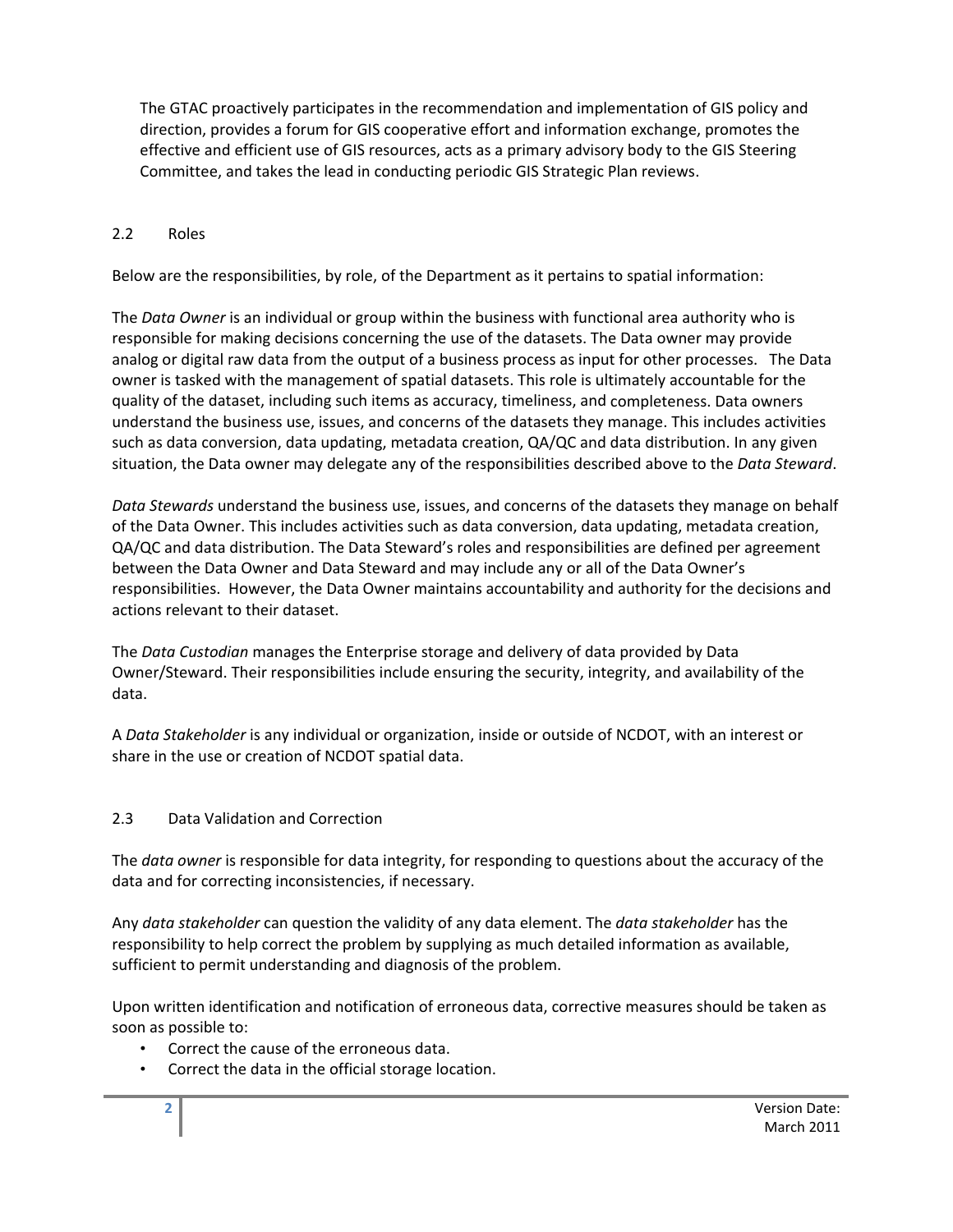The GTAC proactively participates in the recommendation and implementation of GIS policy and direction, provides a forum for GIS cooperative effort and information exchange, promotes the effective and efficient use of GIS resources, acts as a primary advisory body to the GIS Steering Committee, and takes the lead in conducting periodic GIS Strategic Plan reviews.

## 2.2 Roles

Below are the responsibilities, by role, of the Department as it pertains to spatial information:

The *Data Owner* is an individual or group within the business with functional area authority who is responsible for making decisions concerning the use of the datasets. The Data owner may provide analog or digital raw data from the output of a business process as input for other processes. The Data owner is tasked with the management of spatial datasets. This role is ultimately accountable for the quality of the dataset, including such items as accuracy, timeliness, and completeness. Data owners understand the business use, issues, and concerns of the datasets they manage. This includes activities such as data conversion, data updating, metadata creation, QA/QC and data distribution. In any given situation, the Data owner may delegate any of the responsibilities described above to the *Data Steward*.

*Data Stewards* understand the business use, issues, and concerns of the datasets they manage on behalf of the Data Owner. This includes activities such as data conversion, data updating, metadata creation, QA/QC and data distribution. The Data Steward's roles and responsibilities are defined per agreement between the Data Owner and Data Steward and may include any or all of the Data Owner's responsibilities. However, the Data Owner maintains accountability and authority for the decisions and actions relevant to their dataset.

The *Data Custodian* manages the Enterprise storage and delivery of data provided by Data Owner/Steward. Their responsibilities include ensuring the security, integrity, and availability of the data.

A *Data Stakeholder* is any individual or organization, inside or outside of NCDOT, with an interest or share in the use or creation of NCDOT spatial data.

## 2.3 Data Validation and Correction

The *data owner* is responsible for data integrity, for responding to questions about the accuracy of the data and for correcting inconsistencies, if necessary.

Any *data stakeholder* can question the validity of any data element. The *data stakeholder* has the responsibility to help correct the problem by supplying as much detailed information as available, sufficient to permit understanding and diagnosis of the problem.

Upon written identification and notification of erroneous data, corrective measures should be taken as soon as possible to:

- Correct the cause of the erroneous data.
- Correct the data in the official storage location.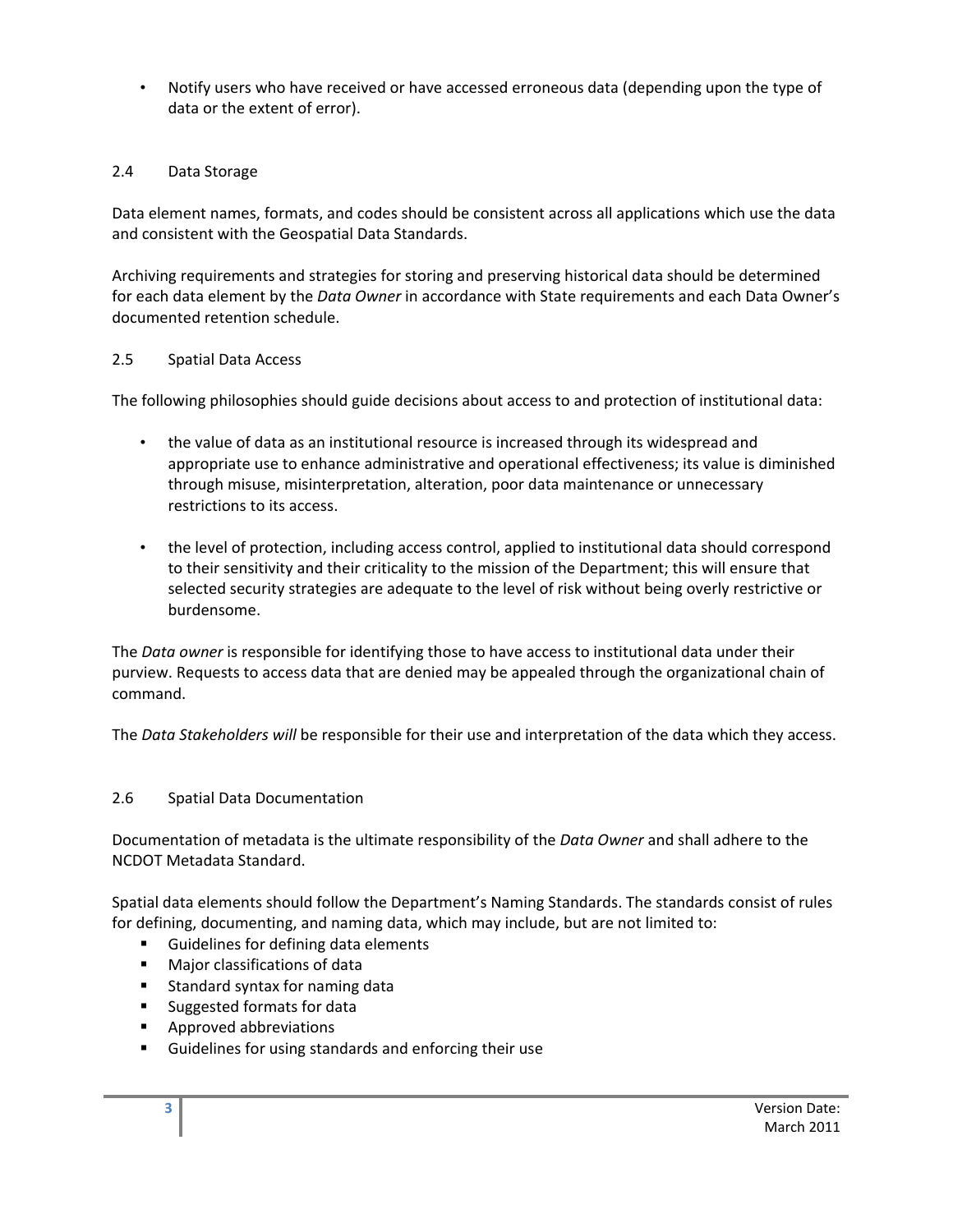- Notify users who have received or have accessed erroneous data (depending upon the type of data or the extent of error).

### 2.4 Data Storage

Data element names, formats, and codes should be consistent across all applications which use the data and consistent with the Geospatial Data Standards.

Archiving requirements and strategies for storing and preserving historical data should be determined for each data element by the *Data Owner* in accordance with State requirements and each Data Owner's documented retention schedule.

### 2.5 Spatial Data Access

The following philosophies should guide decisions about access to and protection of institutional data:

- the value of data as an institutional resource is increased through its widespread and appropriate use to enhance administrative and operational effectiveness; its value is diminished through misuse, misinterpretation, alteration, poor data maintenance or unnecessary restrictions to its access.

- the level of protection, including access control, applied to institutional data should correspond to their sensitivity and their criticality to the mission of the Department; this will ensure that selected security strategies are adequate to the level of risk without being overly restrictive or burdensome.

The *Data owner* is responsible for identifying those to have access to institutional data under their purview. Requests to access data that are denied may be appealed through the organizational chain of command.

The *Data Stakeholders will* be responsible for their use and interpretation of the data which they access.

### 2.6 Spatial Data Documentation

Documentation of metadata is the ultimate responsibility of the *Data Owner* and shall adhere to the NCDOT Metadata Standard.

Spatial data elements should follow the Department's Naming Standards. The standards consist of rules for defining, documenting, and naming data, which may include, but are not limited to:

- Guidelines for defining data elements
- Major classifications of data
- Standard syntax for naming data
- Suggested formats for data
- Approved abbreviations
- Guidelines for using standards and enforcing their use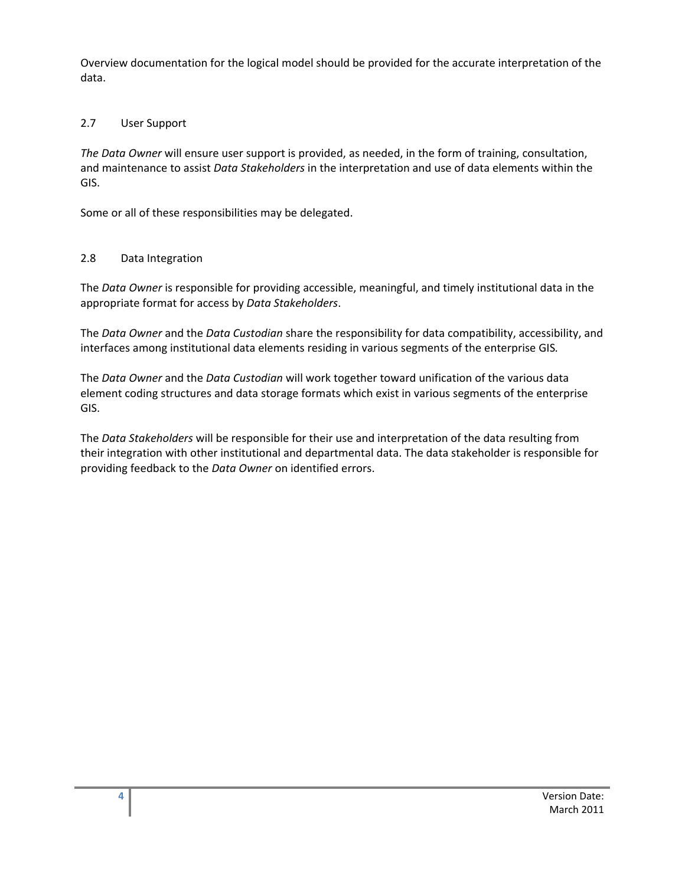Overview documentation for the logical model should be provided for the accurate interpretation of the data.

## 2.7 User Support

*The Data Owner* will ensure user support is provided, as needed, in the form of training, consultation, and maintenance to assist *Data Stakeholders* in the interpretation and use of data elements within the GIS.

Some or all of these responsibilities may be delegated.

## 2.8 Data Integration

The *Data Owner* is responsible for providing accessible, meaningful, and timely institutional data in the appropriate format for access by *Data Stakeholders*.

The *Data Owner* and the *Data Custodian* share the responsibility for data compatibility, accessibility, and interfaces among institutional data elements residing in various segments of the enterprise GIS.

The *Data Owner* and the *Data Custodian* will work together toward unification of the various data element coding structures and data storage formats which exist in various segments of the enterprise GIS.

The *Data Stakeholders* will be responsible for their use and interpretation of the data resulting from their integration with other institutional and departmental data. The data stakeholder is responsible for providing feedback to the *Data Owner* on identified errors.